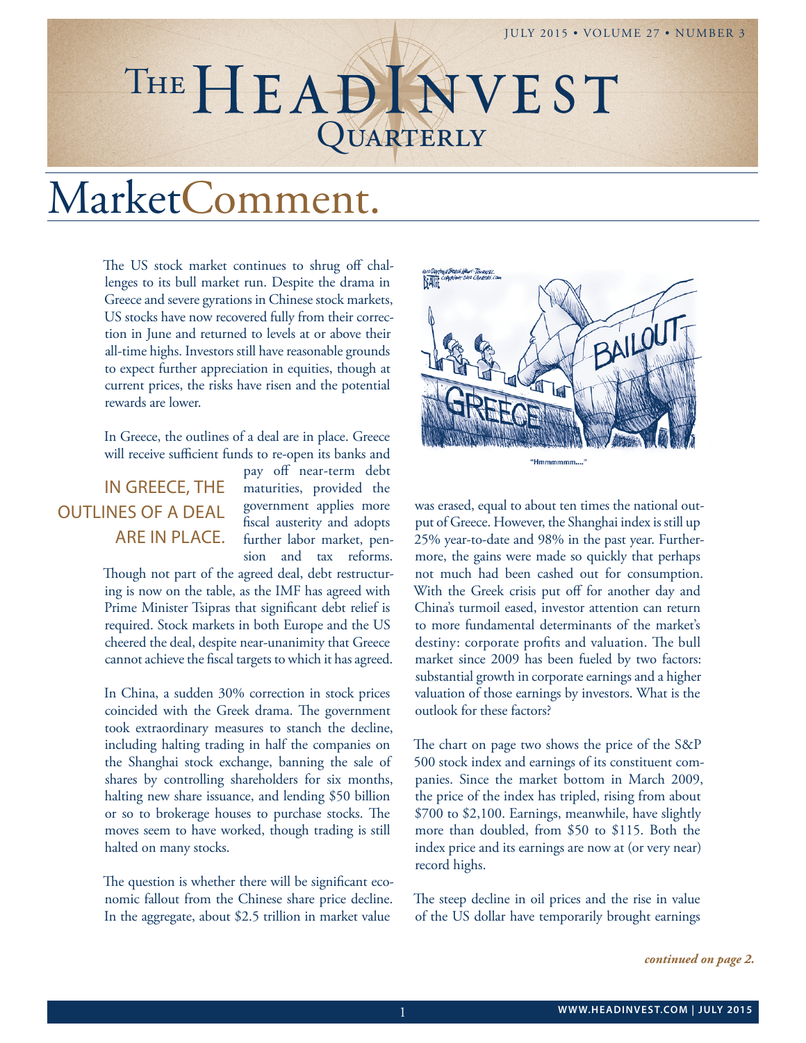# The HeadInvest Quarterly

# MarketComment.

The US stock market continues to shrug off challenges to its bull market run. Despite the drama in Greece and severe gyrations in Chinese stock markets, US stocks have now recovered fully from their correction in June and returned to levels at or above their all-time highs. Investors still have reasonable grounds to expect further appreciation in equities, though at current prices, the risks have risen and the potential rewards are lower.

In Greece, the outlines of a deal are in place. Greece will receive sufficient funds to re-open its banks and pay off near-term debt maturities, provided the government applies more fiscal austerity and adopts further labor market, pension and tax reforms. Though not part of the agreed deal, debt restructuring is now on the table, as the IMF has agreed with Prime Minister Tsipras that significant debt relief is required. Stock markets in both Europe and the US cheered the deal, despite near-unanimity that Greece cannot achieve the fiscal targets to which it has agreed.

> IN GREECE, THE OUTLINES OF A DEAL ARE IN PLACE.

In China, a sudden 30% correction in stock prices coincided with the Greek drama. The government took extraordinary measures to stanch the decline, including halting trading in half the companies on the Shanghai stock exchange, banning the sale of shares by controlling shareholders for six months, halting new share issuance, and lending $50 billion or so to brokerage houses to purchase stocks. The moves seem to have worked, though trading is still halted on many stocks.

The question is whether there will be significant economic fallout from the Chinese share price decline. In the aggregate, about $2.5 trillion in market value

"Hmmmmmm...."

was erased, equal to about ten times the national output of Greece. However, the Shanghai index is still up 25% year-to-date and 98% in the past year. Furthermore, the gains were made so quickly that perhaps not much had been cashed out for consumption. With the Greek crisis put off for another day and China's turmoil eased, investor attention can return to more fundamental determinants of the market's destiny: corporate profits and valuation. The bull market since 2009 has been fueled by two factors: substantial growth in corporate earnings and a higher valuation of those earnings by investors. What is the outlook for these factors?

The chart on page two shows the price of the S&P 500 stock index and earnings of its constituent companies. Since the market bottom in March 2009, the price of the index has tripled, rising from about $700 to $2,100. Earnings, meanwhile, have slightly more than doubled, from $50 to $115. Both the index price and its earnings are now at (or very near) record highs.

The steep decline in oil prices and the rise in value of the US dollar have temporarily brought earnings

***continued on page 2.***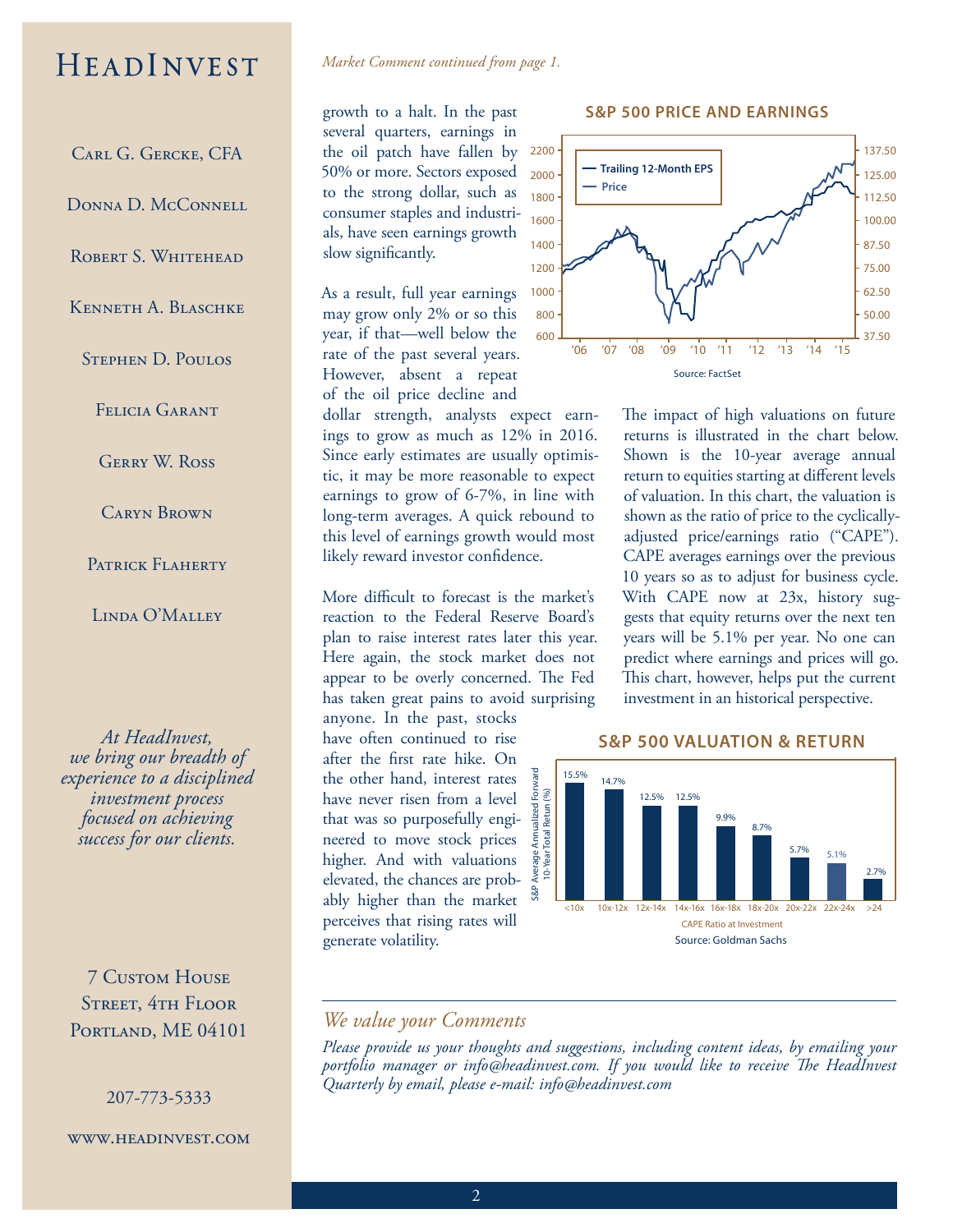# HeadInvest

Carl G. Gercke, CFA

Donna D. McConnell

Robert S. Whitehead

Kenneth A. Blaschke

Stephen D. Poulos

Felicia Garant

Gerry W. Ross

Caryn Brown

Patrick Flaherty

Linda O'Malley

*At HeadInvest, we bring our breadth of experience to a disciplined investment process focused on achieving success for our clients.*

7 Custom House Street, 4th Floor
Portland, ME 04101

207-773-5333

www.headinvest.com

*Market Comment continued from page 1.*

growth to a halt. In the past several quarters, earnings in the oil patch have fallen by 50% or more. Sectors exposed to the strong dollar, such as consumer staples and industrials, have seen earnings growth slow significantly.

As a result, full year earnings may grow only 2% or so this year, if that—well below the rate of the past several years. However, absent a repeat of the oil price decline and dollar strength, analysts expect earnings to grow as much as 12% in 2016. Since early estimates are usually optimistic, it may be more reasonable to expect earnings to grow of 6-7%, in line with long-term averages. A quick rebound to this level of earnings growth would most likely reward investor confidence.

More difficult to forecast is the market's reaction to the Federal Reserve Board's plan to raise interest rates later this year. Here again, the stock market does not appear to be overly concerned. The Fed has taken great pains to avoid surprising anyone. In the past, stocks have often continued to rise after the first rate hike. On the other hand, interest rates have never risen from a level that was so purposefully engineered to move stock prices higher. And with valuations elevated, the chances are probably higher than the market perceives that rising rates will generate volatility.

**S&P 500 PRICE AND EARNINGS**

Trailing 12-Month EPS
Price

2200, 2000, 1800, 1600, 1400, 1200, 1000, 800, 600

137.50, 125.00, 112.50, 100.00, 87.50, 75.00, 62.50, 50.00, 37.50

'06 '07 '08 '09 '10 '11 '12 '13 '14 '15

Source: FactSet

The impact of high valuations on future returns is illustrated in the chart below. Shown is the 10-year average annual return to equities starting at different levels of valuation. In this chart, the valuation is shown as the ratio of price to the cyclically-adjusted price/earnings ratio ("CAPE"). CAPE averages earnings over the previous 10 years so as to adjust for business cycle. With CAPE now at 23x, history suggests that equity returns over the next ten years will be 5.1% per year. No one can predict where earnings and prices will go. This chart, however, helps put the current investment in an historical perspective.

**S&P 500 VALUATION & RETURN**

S&P Average Annualized Forward 10-Year Total Retun (%)

15.5% 14.7% 12.5% 12.5% 9.9% 8.7% 5.7% 5.1% 2.7%

<10x 10x-12x 12x-14x 14x-16x 16x-18x 18x-20x 20x-22x 22x-24x >24

CAPE Ratio at Investment

Source: Goldman Sachs

---

## *We value your Comments*

*Please provide us your thoughts and suggestions, including content ideas, by emailing your portfolio manager or info@headinvest.com. If you would like to receive The HeadInvest Quarterly by email, please e-mail: info@headinvest.com*